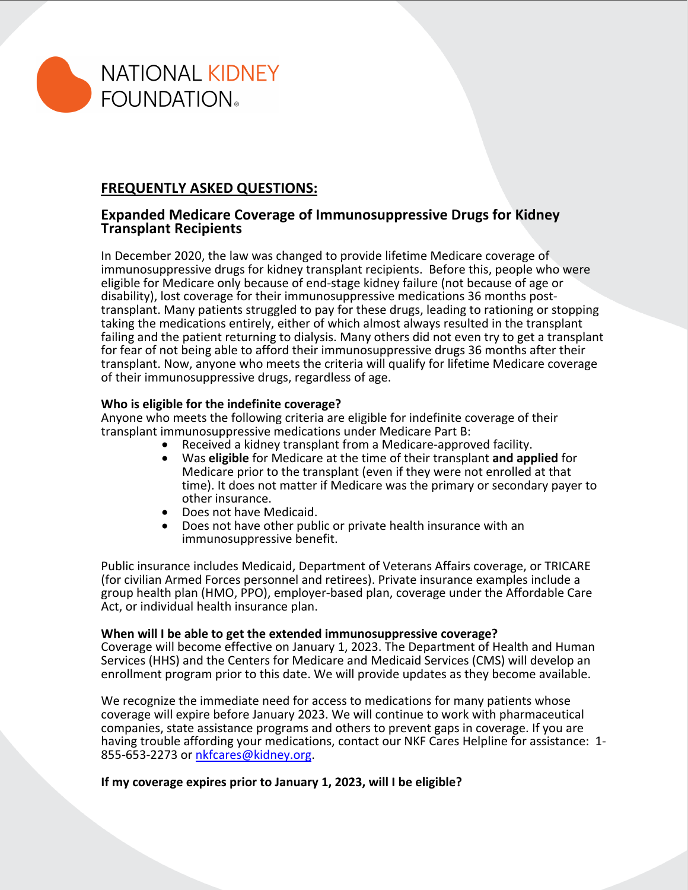NATIONAL KIDNEY FOUNDATION

## FREQUENTLY ASKED QUESTIONS:

### Expanded Medicare Coverage of Immunosuppressive Drugs for Kidney Transplant Recipients

In December 2020, the law was changed to provide lifetime Medicare coverage of immunosuppressive drugs for kidney transplant recipients. Before this, people who were eligible for Medicare only because of end-stage kidney failure (not because of age or disability), lost coverage for their immunosuppressive medications 36 months post-transplant. Many patients struggled to pay for these drugs, leading to rationing or stopping taking the medications entirely, either of which almost always resulted in the transplant failing and the patient returning to dialysis. Many others did not even try to get a transplant for fear of not being able to afford their immunosuppressive drugs 36 months after their transplant. Now, anyone who meets the criteria will qualify for lifetime Medicare coverage of their immunosuppressive drugs, regardless of age.

**Who is eligible for the indefinite coverage?**

Anyone who meets the following criteria are eligible for indefinite coverage of their transplant immunosuppressive medications under Medicare Part B:

- Received a kidney transplant from a Medicare-approved facility.
- Was **eligible** for Medicare at the time of their transplant **and applied** for Medicare prior to the transplant (even if they were not enrolled at that time). It does not matter if Medicare was the primary or secondary payer to other insurance.
- Does not have Medicaid.
- Does not have other public or private health insurance with an immunosuppressive benefit.

Public insurance includes Medicaid, Department of Veterans Affairs coverage, or TRICARE (for civilian Armed Forces personnel and retirees). Private insurance examples include a group health plan (HMO, PPO), employer-based plan, coverage under the Affordable Care Act, or individual health insurance plan.

**When will I be able to get the extended immunosuppressive coverage?**

Coverage will become effective on January 1, 2023. The Department of Health and Human Services (HHS) and the Centers for Medicare and Medicaid Services (CMS) will develop an enrollment program prior to this date. We will provide updates as they become available.

We recognize the immediate need for access to medications for many patients whose coverage will expire before January 2023. We will continue to work with pharmaceutical companies, state assistance programs and others to prevent gaps in coverage. If you are having trouble affording your medications, contact our NKF Cares Helpline for assistance: 1-855-653-2273 or [nkfcares@kidney.org](mailto:nkfcares@kidney.org).

**If my coverage expires prior to January 1, 2023, will I be eligible?**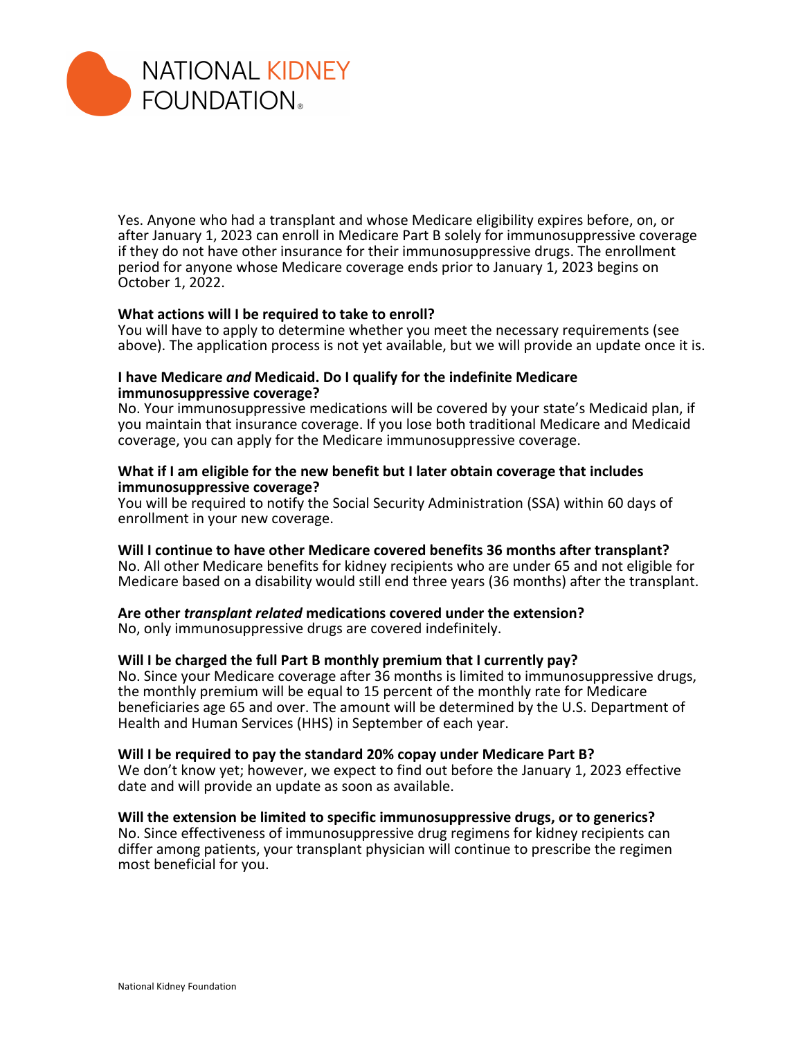Yes. Anyone who had a transplant and whose Medicare eligibility expires before, on, or after January 1, 2023 can enroll in Medicare Part B solely for immunosuppressive coverage if they do not have other insurance for their immunosuppressive drugs. The enrollment period for anyone whose Medicare coverage ends prior to January 1, 2023 begins on October 1, 2022.

**What actions will I be required to take to enroll?**
You will have to apply to determine whether you meet the necessary requirements (see above). The application process is not yet available, but we will provide an update once it is.

**I have Medicare *and* Medicaid. Do I qualify for the indefinite Medicare immunosuppressive coverage?**
No. Your immunosuppressive medications will be covered by your state's Medicaid plan, if you maintain that insurance coverage. If you lose both traditional Medicare and Medicaid coverage, you can apply for the Medicare immunosuppressive coverage.

**What if I am eligible for the new benefit but I later obtain coverage that includes immunosuppressive coverage?**
You will be required to notify the Social Security Administration (SSA) within 60 days of enrollment in your new coverage.

**Will I continue to have other Medicare covered benefits 36 months after transplant?**
No. All other Medicare benefits for kidney recipients who are under 65 and not eligible for Medicare based on a disability would still end three years (36 months) after the transplant.

**Are other *transplant related* medications covered under the extension?**
No, only immunosuppressive drugs are covered indefinitely.

**Will I be charged the full Part B monthly premium that I currently pay?**
No. Since your Medicare coverage after 36 months is limited to immunosuppressive drugs, the monthly premium will be equal to 15 percent of the monthly rate for Medicare beneficiaries age 65 and over. The amount will be determined by the U.S. Department of Health and Human Services (HHS) in September of each year.

**Will I be required to pay the standard 20% copay under Medicare Part B?**
We don't know yet; however, we expect to find out before the January 1, 2023 effective date and will provide an update as soon as available.

**Will the extension be limited to specific immunosuppressive drugs, or to generics?**
No. Since effectiveness of immunosuppressive drug regimens for kidney recipients can differ among patients, your transplant physician will continue to prescribe the regimen most beneficial for you.